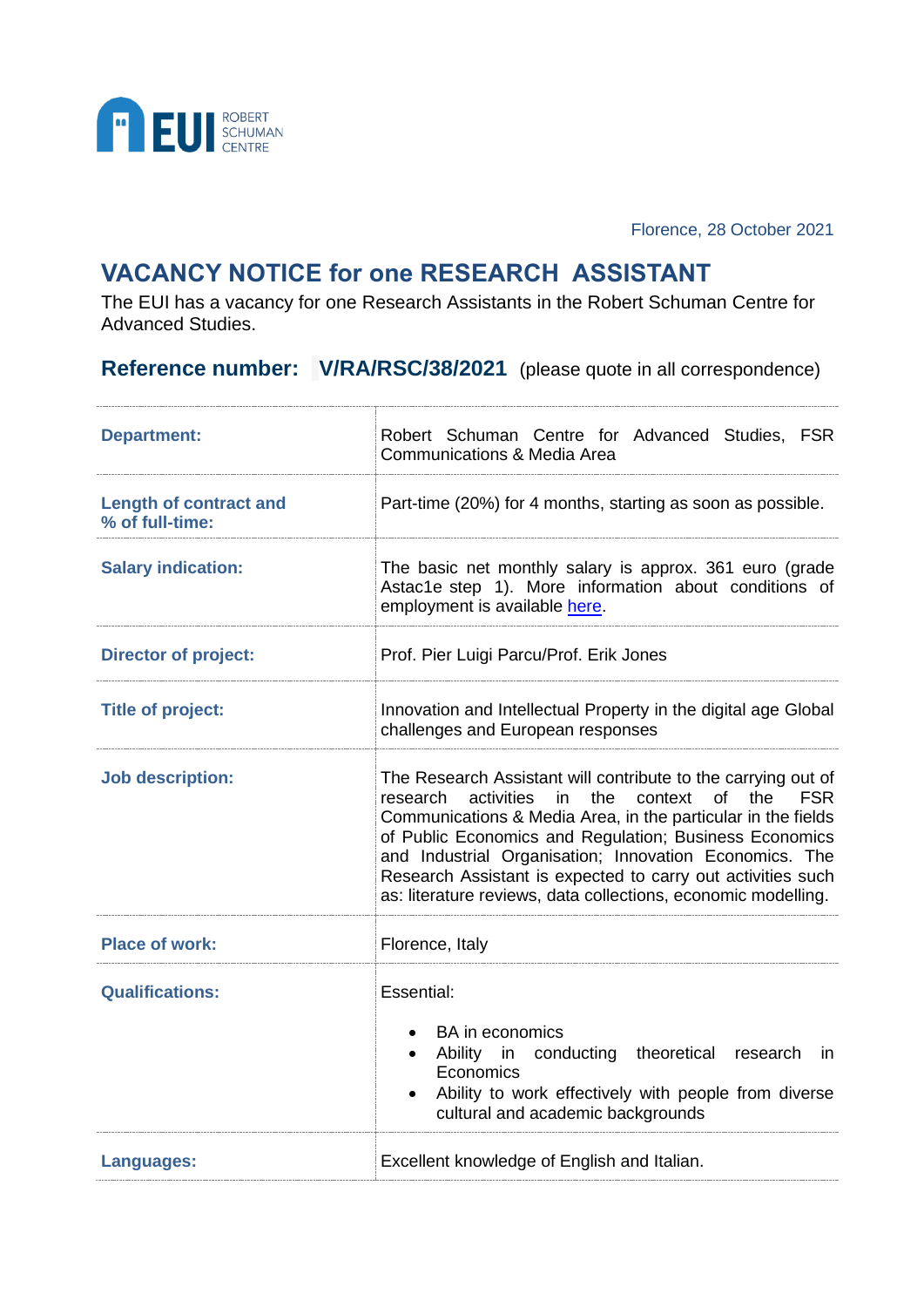Florence, 28 October 2021

# VACANCY NOTICE for one RESEARCH ASSISTANT

The EUI has a vacancy for one Research Assistants in the Robert Schuman Centre for Advanced Studies.

## Reference number: V/RA/RSC/38/2021 (please quote in all correspondence)

| | |
|---|---|
| **Department:** | Robert Schuman Centre for Advanced Studies, FSR Communications & Media Area |
| **Length of contract and % of full-time:** | Part-time (20%) for 4 months, starting as soon as possible. |
| **Salary indication:** | The basic net monthly salary is approx. 361 euro (grade Astac1e step 1). More information about conditions of employment is available here. |
| **Director of project:** | Prof. Pier Luigi Parcu/Prof. Erik Jones |
| **Title of project:** | Innovation and Intellectual Property in the digital age Global challenges and European responses |
| **Job description:** | The Research Assistant will contribute to the carrying out of research activities in the context of the FSR Communications & Media Area, in the particular in the fields of Public Economics and Regulation; Business Economics and Industrial Organisation; Innovation Economics. The Research Assistant is expected to carry out activities such as: literature reviews, data collections, economic modelling. |
| **Place of work:** | Florence, Italy |
| **Qualifications:** | Essential:<br>• BA in economics<br>• Ability in conducting theoretical research in Economics<br>• Ability to work effectively with people from diverse cultural and academic backgrounds |
| **Languages:** | Excellent knowledge of English and Italian. |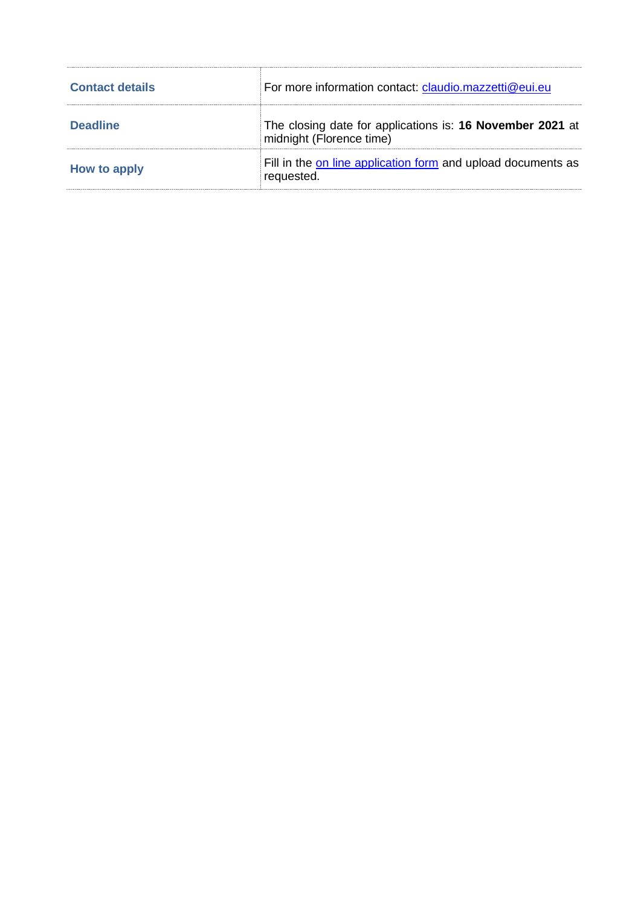| | |
|---|---|
| **Contact details** | For more information contact: claudio.mazzetti@eui.eu |
| **Deadline** | The closing date for applications is: **16 November 2021** at midnight (Florence time) |
| **How to apply** | Fill in the on line application form and upload documents as requested. |